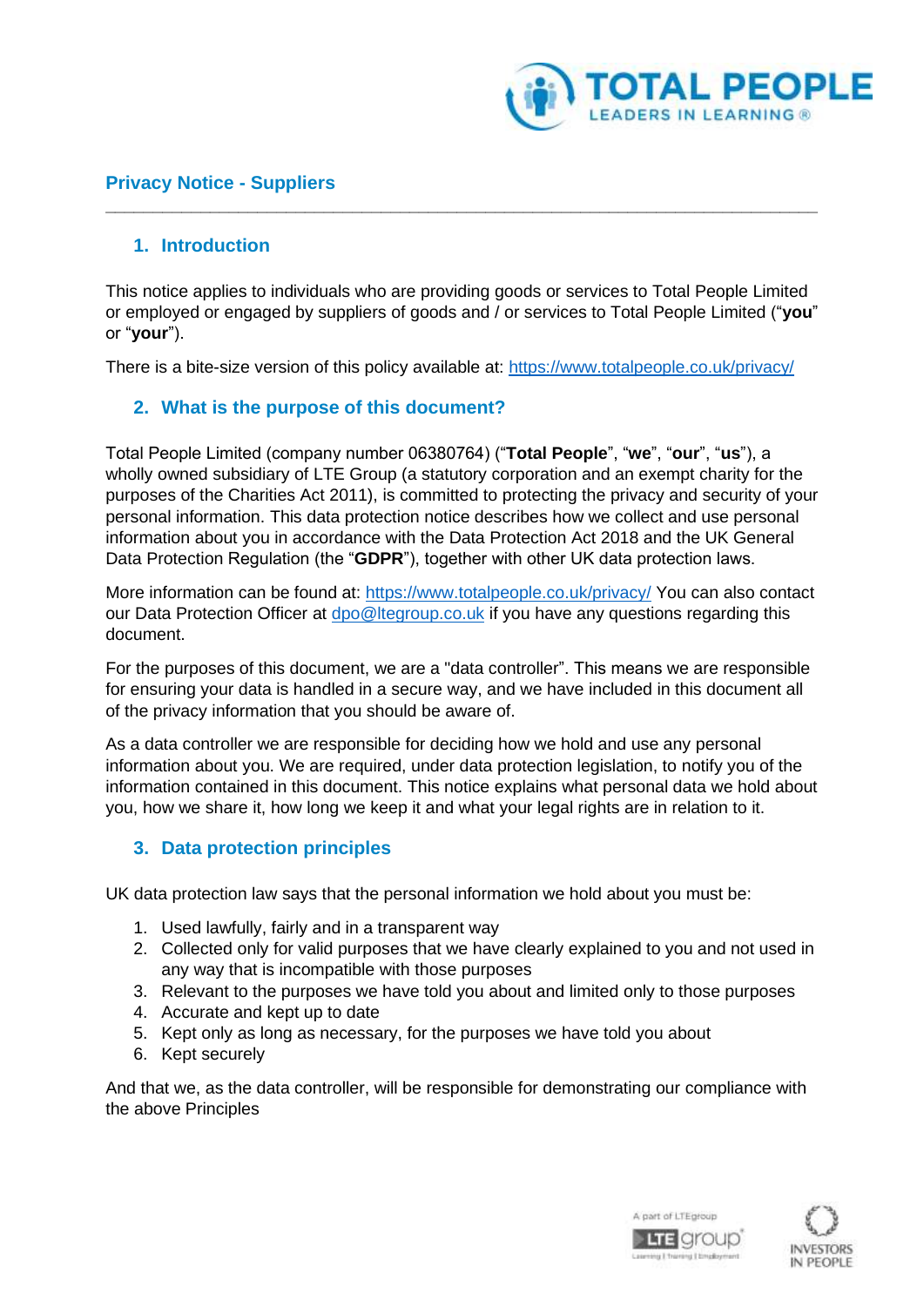# Privacy Notice - Suppliers

## 1. Introduction

This notice applies to individuals who are providing goods or services to Total People Limited or employed or engaged by suppliers of goods and / or services to Total People Limited ("**you**" or "**your**").

There is a bite-size version of this policy available at: https://www.totalpeople.co.uk/privacy/

## 2. What is the purpose of this document?

Total People Limited (company number 06380764) ("**Total People**", "**we**", "**our**", "**us**"), a wholly owned subsidiary of LTE Group (a statutory corporation and an exempt charity for the purposes of the Charities Act 2011), is committed to protecting the privacy and security of your personal information. This data protection notice describes how we collect and use personal information about you in accordance with the Data Protection Act 2018 and the UK General Data Protection Regulation (the "**GDPR**"), together with other UK data protection laws.

More information can be found at: https://www.totalpeople.co.uk/privacy/ You can also contact our Data Protection Officer at dpo@ltegroup.co.uk if you have any questions regarding this document.

For the purposes of this document, we are a "data controller". This means we are responsible for ensuring your data is handled in a secure way, and we have included in this document all of the privacy information that you should be aware of.

As a data controller we are responsible for deciding how we hold and use any personal information about you. We are required, under data protection legislation, to notify you of the information contained in this document. This notice explains what personal data we hold about you, how we share it, how long we keep it and what your legal rights are in relation to it.

## 3. Data protection principles

UK data protection law says that the personal information we hold about you must be:

1. Used lawfully, fairly and in a transparent way
2. Collected only for valid purposes that we have clearly explained to you and not used in any way that is incompatible with those purposes
3. Relevant to the purposes we have told you about and limited only to those purposes
4. Accurate and kept up to date
5. Kept only as long as necessary, for the purposes we have told you about
6. Kept securely

And that we, as the data controller, will be responsible for demonstrating our compliance with the above Principles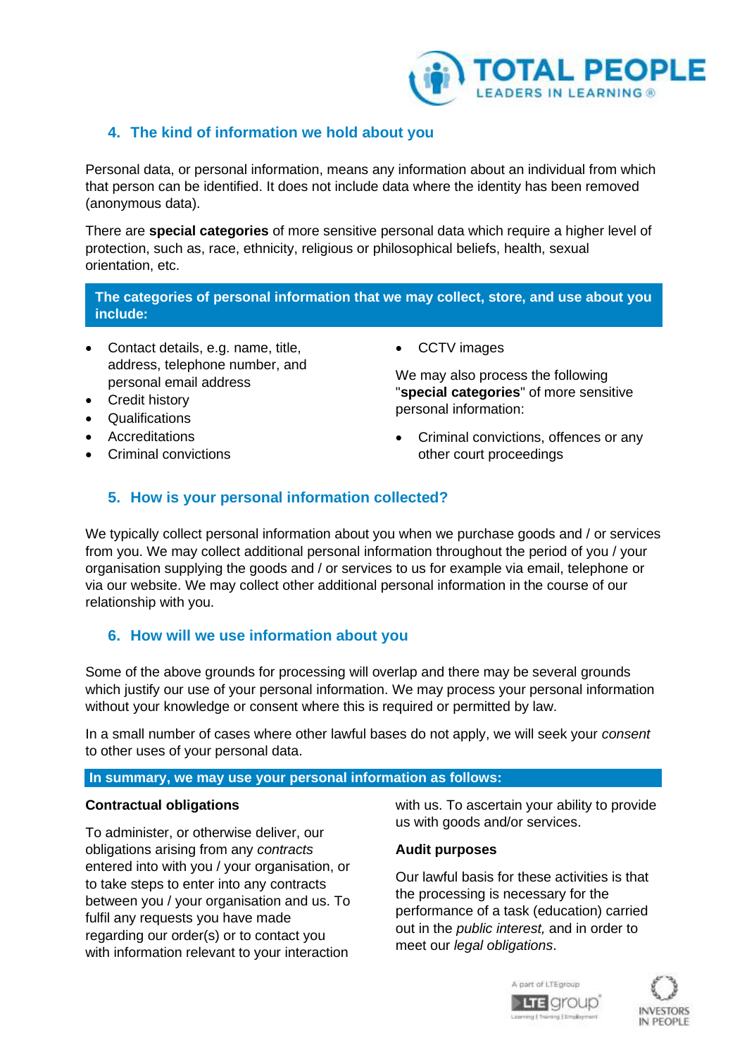## 4. The kind of information we hold about you

Personal data, or personal information, means any information about an individual from which that person can be identified. It does not include data where the identity has been removed (anonymous data).

There are **special categories** of more sensitive personal data which require a higher level of protection, such as, race, ethnicity, religious or philosophical beliefs, health, sexual orientation, etc.

**The categories of personal information that we may collect, store, and use about you include:**

- Contact details, e.g. name, title, address, telephone number, and personal email address
- Credit history
- Qualifications
- Accreditations
- Criminal convictions
- CCTV images

We may also process the following "**special categories**" of more sensitive personal information:

- Criminal convictions, offences or any other court proceedings

## 5. How is your personal information collected?

We typically collect personal information about you when we purchase goods and / or services from you. We may collect additional personal information throughout the period of you / your organisation supplying the goods and / or services to us for example via email, telephone or via our website. We may collect other additional personal information in the course of our relationship with you.

## 6. How will we use information about you

Some of the above grounds for processing will overlap and there may be several grounds which justify our use of your personal information. We may process your personal information without your knowledge or consent where this is required or permitted by law.

In a small number of cases where other lawful bases do not apply, we will seek your *consent* to other uses of your personal data.

**In summary, we may use your personal information as follows:**

**Contractual obligations**

To administer, or otherwise deliver, our obligations arising from any *contracts* entered into with you / your organisation, or to take steps to enter into any contracts between you / your organisation and us. To fulfil any requests you have made regarding our order(s) or to contact you with information relevant to your interaction with us. To ascertain your ability to provide us with goods and/or services.

**Audit purposes**

Our lawful basis for these activities is that the processing is necessary for the performance of a task (education) carried out in the *public interest,* and in order to meet our *legal obligations*.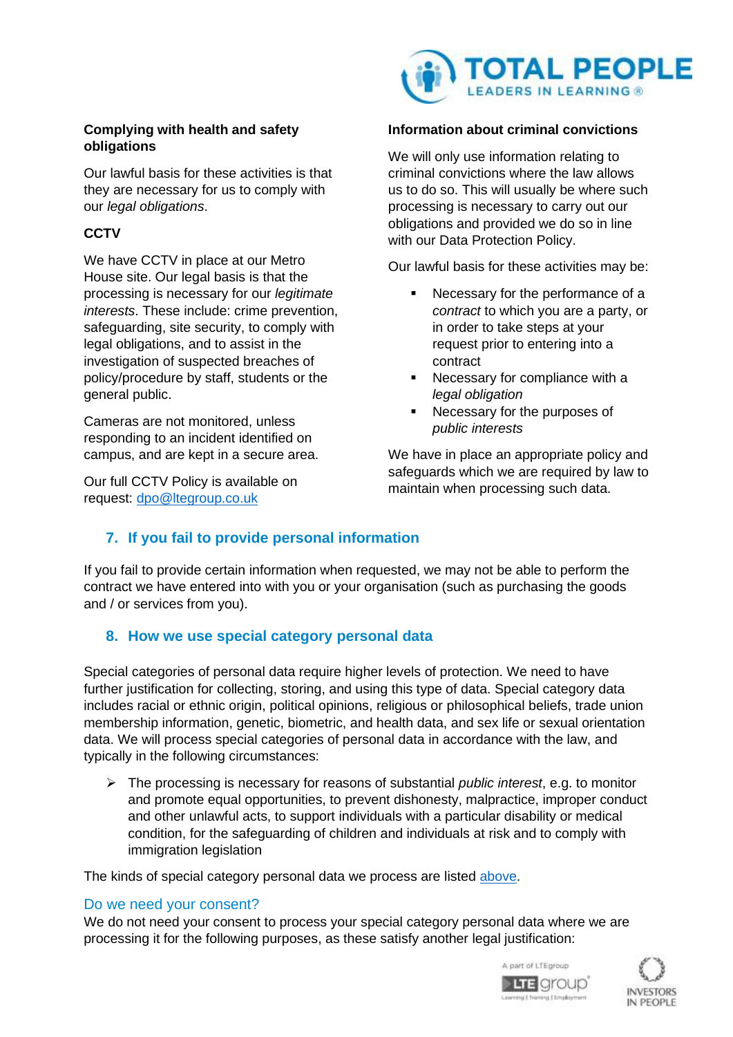**Complying with health and safety obligations**

Our lawful basis for these activities is that they are necessary for us to comply with our *legal obligations*.

**CCTV**

We have CCTV in place at our Metro House site. Our legal basis is that the processing is necessary for our *legitimate interests*. These include: crime prevention, safeguarding, site security, to comply with legal obligations, and to assist in the investigation of suspected breaches of policy/procedure by staff, students or the general public.

Cameras are not monitored, unless responding to an incident identified on campus, and are kept in a secure area.

Our full CCTV Policy is available on request: [dpo@ltegroup.co.uk](mailto:dpo@ltegroup.co.uk)

**Information about criminal convictions**

We will only use information relating to criminal convictions where the law allows us to do so. This will usually be where such processing is necessary to carry out our obligations and provided we do so in line with our Data Protection Policy.

Our lawful basis for these activities may be:

- Necessary for the performance of a *contract* to which you are a party, or in order to take steps at your request prior to entering into a contract
- Necessary for compliance with a *legal obligation*
- Necessary for the purposes of *public interests*

We have in place an appropriate policy and safeguards which we are required by law to maintain when processing such data.

## 7. If you fail to provide personal information

If you fail to provide certain information when requested, we may not be able to perform the contract we have entered into with you or your organisation (such as purchasing the goods and / or services from you).

## 8. How we use special category personal data

Special categories of personal data require higher levels of protection. We need to have further justification for collecting, storing, and using this type of data. Special category data includes racial or ethnic origin, political opinions, religious or philosophical beliefs, trade union membership information, genetic, biometric, and health data, and sex life or sexual orientation data. We will process special categories of personal data in accordance with the law, and typically in the following circumstances:

- The processing is necessary for reasons of substantial *public interest*, e.g. to monitor and promote equal opportunities, to prevent dishonesty, malpractice, improper conduct and other unlawful acts, to support individuals with a particular disability or medical condition, for the safeguarding of children and individuals at risk and to comply with immigration legislation

The kinds of special category personal data we process are listed above.

### Do we need your consent?

We do not need your consent to process your special category personal data where we are processing it for the following purposes, as these satisfy another legal justification: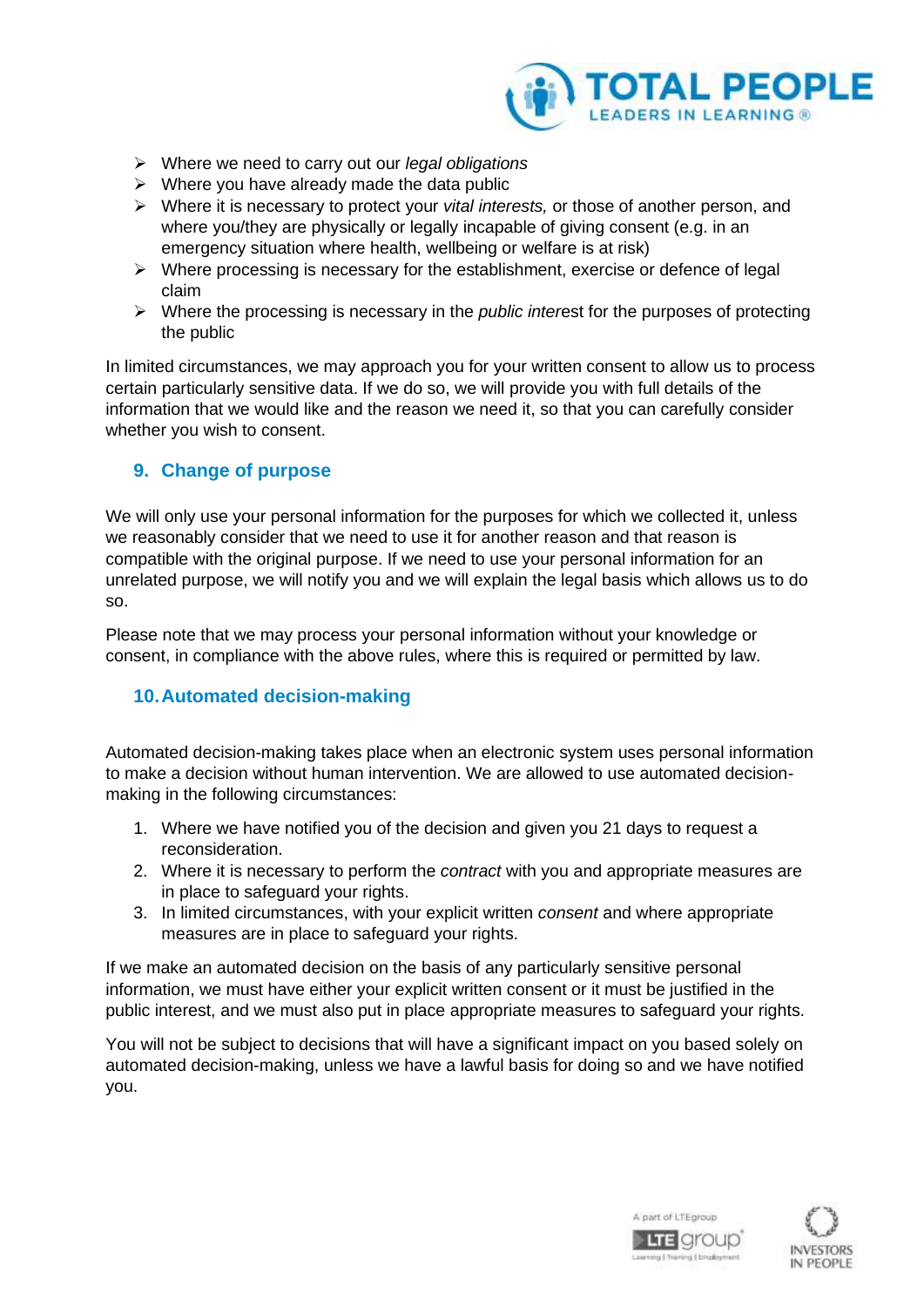- Where we need to carry out our *legal obligations*
- Where you have already made the data public
- Where it is necessary to protect your *vital interests,* or those of another person, and where you/they are physically or legally incapable of giving consent (e.g. in an emergency situation where health, wellbeing or welfare is at risk)
- Where processing is necessary for the establishment, exercise or defence of legal claim
- Where the processing is necessary in the *public inter*est for the purposes of protecting the public

In limited circumstances, we may approach you for your written consent to allow us to process certain particularly sensitive data. If we do so, we will provide you with full details of the information that we would like and the reason we need it, so that you can carefully consider whether you wish to consent.

## 9. Change of purpose

We will only use your personal information for the purposes for which we collected it, unless we reasonably consider that we need to use it for another reason and that reason is compatible with the original purpose. If we need to use your personal information for an unrelated purpose, we will notify you and we will explain the legal basis which allows us to do so.

Please note that we may process your personal information without your knowledge or consent, in compliance with the above rules, where this is required or permitted by law.

## 10. Automated decision-making

Automated decision-making takes place when an electronic system uses personal information to make a decision without human intervention. We are allowed to use automated decision-making in the following circumstances:

1. Where we have notified you of the decision and given you 21 days to request a reconsideration.
2. Where it is necessary to perform the *contract* with you and appropriate measures are in place to safeguard your rights.
3. In limited circumstances, with your explicit written *consent* and where appropriate measures are in place to safeguard your rights.

If we make an automated decision on the basis of any particularly sensitive personal information, we must have either your explicit written consent or it must be justified in the public interest, and we must also put in place appropriate measures to safeguard your rights.

You will not be subject to decisions that will have a significant impact on you based solely on automated decision-making, unless we have a lawful basis for doing so and we have notified you.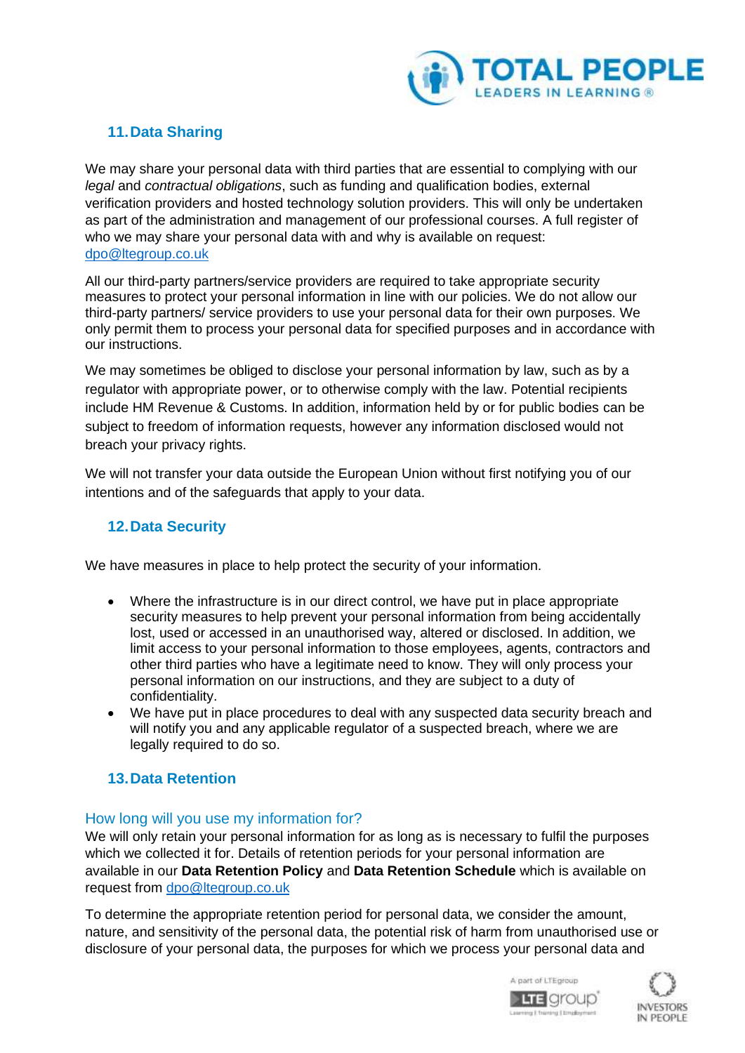## 11. Data Sharing

We may share your personal data with third parties that are essential to complying with our *legal* and *contractual obligations*, such as funding and qualification bodies, external verification providers and hosted technology solution providers. This will only be undertaken as part of the administration and management of our professional courses. A full register of who we may share your personal data with and why is available on request: dpo@ltegroup.co.uk

All our third-party partners/service providers are required to take appropriate security measures to protect your personal information in line with our policies. We do not allow our third-party partners/ service providers to use your personal data for their own purposes. We only permit them to process your personal data for specified purposes and in accordance with our instructions.

We may sometimes be obliged to disclose your personal information by law, such as by a regulator with appropriate power, or to otherwise comply with the law. Potential recipients include HM Revenue & Customs. In addition, information held by or for public bodies can be subject to freedom of information requests, however any information disclosed would not breach your privacy rights.

We will not transfer your data outside the European Union without first notifying you of our intentions and of the safeguards that apply to your data.

## 12. Data Security

We have measures in place to help protect the security of your information.

- Where the infrastructure is in our direct control, we have put in place appropriate security measures to help prevent your personal information from being accidentally lost, used or accessed in an unauthorised way, altered or disclosed. In addition, we limit access to your personal information to those employees, agents, contractors and other third parties who have a legitimate need to know. They will only process your personal information on our instructions, and they are subject to a duty of confidentiality.
- We have put in place procedures to deal with any suspected data security breach and will notify you and any applicable regulator of a suspected breach, where we are legally required to do so.

## 13. Data Retention

### How long will you use my information for?

We will only retain your personal information for as long as is necessary to fulfil the purposes which we collected it for. Details of retention periods for your personal information are available in our **Data Retention Policy** and **Data Retention Schedule** which is available on request from dpo@ltegroup.co.uk

To determine the appropriate retention period for personal data, we consider the amount, nature, and sensitivity of the personal data, the potential risk of harm from unauthorised use or disclosure of your personal data, the purposes for which we process your personal data and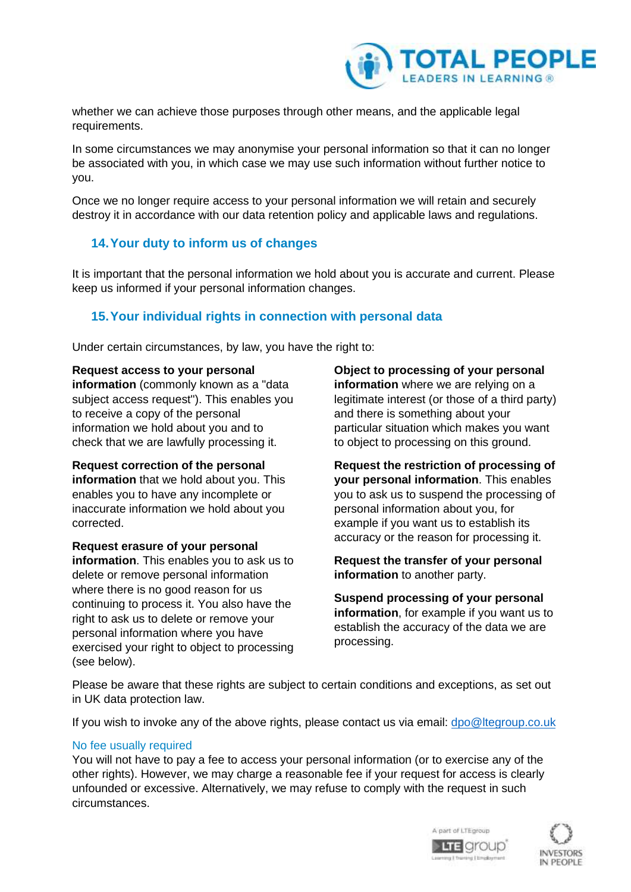whether we can achieve those purposes through other means, and the applicable legal requirements.

In some circumstances we may anonymise your personal information so that it can no longer be associated with you, in which case we may use such information without further notice to you.

Once we no longer require access to your personal information we will retain and securely destroy it in accordance with our data retention policy and applicable laws and regulations.

## 14. Your duty to inform us of changes

It is important that the personal information we hold about you is accurate and current. Please keep us informed if your personal information changes.

## 15. Your individual rights in connection with personal data

Under certain circumstances, by law, you have the right to:

**Request access to your personal information** (commonly known as a "data subject access request"). This enables you to receive a copy of the personal information we hold about you and to check that we are lawfully processing it.

**Request correction of the personal information** that we hold about you. This enables you to have any incomplete or inaccurate information we hold about you corrected.

**Request erasure of your personal information**. This enables you to ask us to delete or remove personal information where there is no good reason for us continuing to process it. You also have the right to ask us to delete or remove your personal information where you have exercised your right to object to processing (see below).

**Object to processing of your personal information** where we are relying on a legitimate interest (or those of a third party) and there is something about your particular situation which makes you want to object to processing on this ground.

**Request the restriction of processing of your personal information**. This enables you to ask us to suspend the processing of personal information about you, for example if you want us to establish its accuracy or the reason for processing it.

**Request the transfer of your personal information** to another party.

**Suspend processing of your personal information**, for example if you want us to establish the accuracy of the data we are processing.

Please be aware that these rights are subject to certain conditions and exceptions, as set out in UK data protection law.

If you wish to invoke any of the above rights, please contact us via email: dpo@ltegroup.co.uk

### No fee usually required

You will not have to pay a fee to access your personal information (or to exercise any of the other rights). However, we may charge a reasonable fee if your request for access is clearly unfounded or excessive. Alternatively, we may refuse to comply with the request in such circumstances.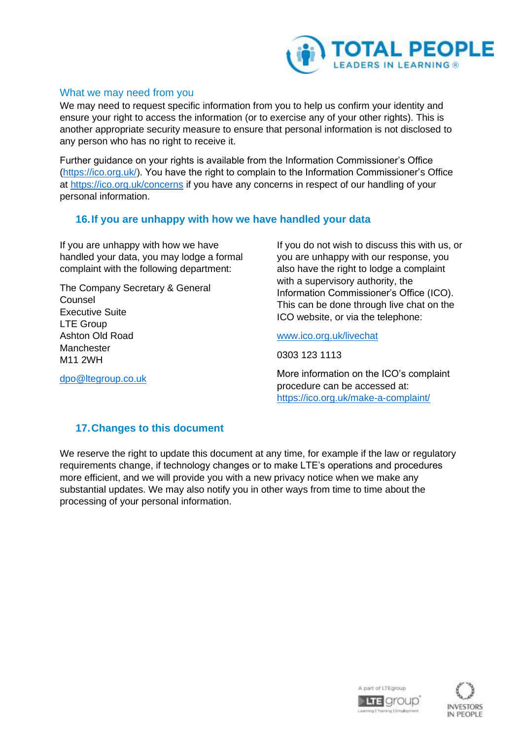### What we may need from you

We may need to request specific information from you to help us confirm your identity and ensure your right to access the information (or to exercise any of your other rights). This is another appropriate security measure to ensure that personal information is not disclosed to any person who has no right to receive it.

Further guidance on your rights is available from the Information Commissioner's Office (https://ico.org.uk/). You have the right to complain to the Information Commissioner's Office at https://ico.org.uk/concerns if you have any concerns in respect of our handling of your personal information.

## 16. If you are unhappy with how we have handled your data

If you are unhappy with how we have handled your data, you may lodge a formal complaint with the following department:

The Company Secretary & General Counsel
Executive Suite
LTE Group
Ashton Old Road
Manchester
M11 2WH

dpo@ltegroup.co.uk

If you do not wish to discuss this with us, or you are unhappy with our response, you also have the right to lodge a complaint with a supervisory authority, the Information Commissioner's Office (ICO). This can be done through live chat on the ICO website, or via the telephone:

www.ico.org.uk/livechat

0303 123 1113

More information on the ICO's complaint procedure can be accessed at: https://ico.org.uk/make-a-complaint/

## 17. Changes to this document

We reserve the right to update this document at any time, for example if the law or regulatory requirements change, if technology changes or to make LTE's operations and procedures more efficient, and we will provide you with a new privacy notice when we make any substantial updates. We may also notify you in other ways from time to time about the processing of your personal information.